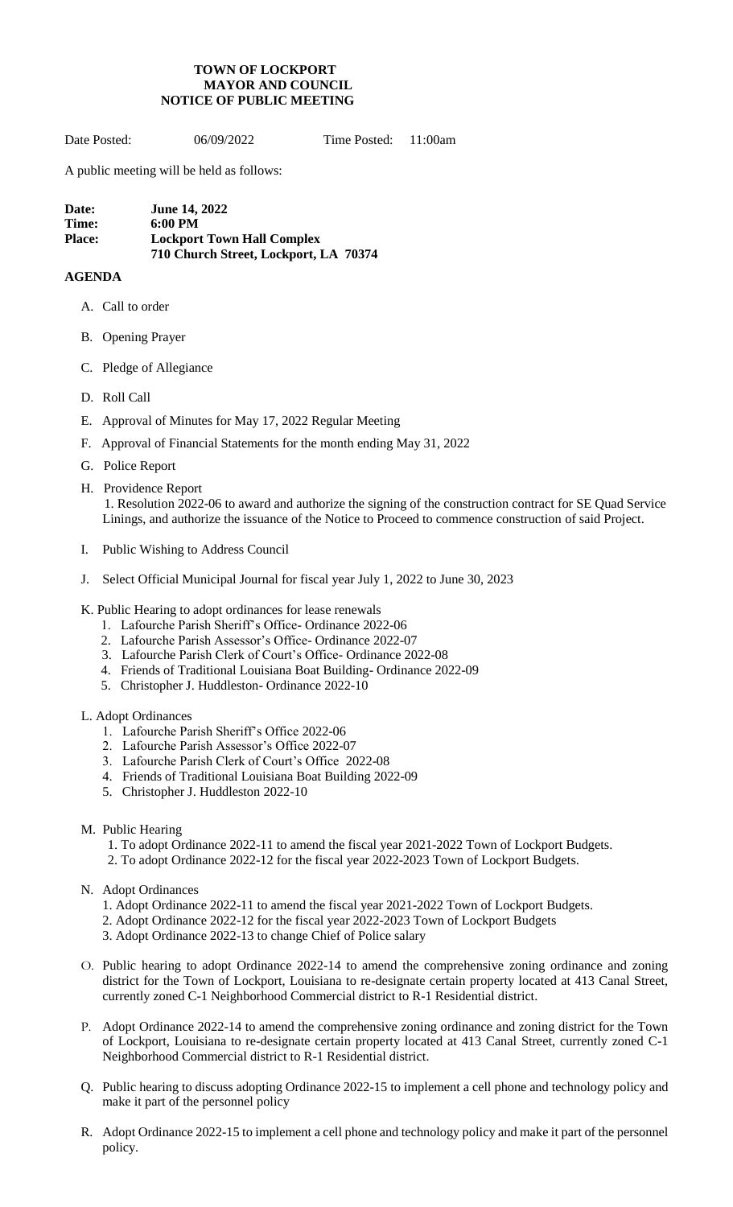**TOWN OF LOCKPORT**
**MAYOR AND COUNCIL**
**NOTICE OF PUBLIC MEETING**

Date Posted: 06/09/2022 Time Posted: 11:00am

A public meeting will be held as follows:

**Date:** **June 14, 2022**
**Time:** **6:00 PM**
**Place:** **Lockport Town Hall Complex**
**710 Church Street, Lockport, LA 70374**

**AGENDA**

A. Call to order

B. Opening Prayer

C. Pledge of Allegiance

D. Roll Call

E. Approval of Minutes for May 17, 2022 Regular Meeting

F. Approval of Financial Statements for the month ending May 31, 2022

G. Police Report

H. Providence Report
   1. Resolution 2022-06 to award and authorize the signing of the construction contract for SE Quad Service Linings, and authorize the issuance of the Notice to Proceed to commence construction of said Project.

I. Public Wishing to Address Council

J. Select Official Municipal Journal for fiscal year July 1, 2022 to June 30, 2023

K. Public Hearing to adopt ordinances for lease renewals
   1. Lafourche Parish Sheriff's Office- Ordinance 2022-06
   2. Lafourche Parish Assessor's Office- Ordinance 2022-07
   3. Lafourche Parish Clerk of Court's Office- Ordinance 2022-08
   4. Friends of Traditional Louisiana Boat Building- Ordinance 2022-09
   5. Christopher J. Huddleston- Ordinance 2022-10

L. Adopt Ordinances
   1. Lafourche Parish Sheriff's Office 2022-06
   2. Lafourche Parish Assessor's Office 2022-07
   3. Lafourche Parish Clerk of Court's Office 2022-08
   4. Friends of Traditional Louisiana Boat Building 2022-09
   5. Christopher J. Huddleston 2022-10

M. Public Hearing
   1. To adopt Ordinance 2022-11 to amend the fiscal year 2021-2022 Town of Lockport Budgets.
   2. To adopt Ordinance 2022-12 for the fiscal year 2022-2023 Town of Lockport Budgets.

N. Adopt Ordinances
   1. Adopt Ordinance 2022-11 to amend the fiscal year 2021-2022 Town of Lockport Budgets.
   2. Adopt Ordinance 2022-12 for the fiscal year 2022-2023 Town of Lockport Budgets
   3. Adopt Ordinance 2022-13 to change Chief of Police salary

O. Public hearing to adopt Ordinance 2022-14 to amend the comprehensive zoning ordinance and zoning district for the Town of Lockport, Louisiana to re-designate certain property located at 413 Canal Street, currently zoned C-1 Neighborhood Commercial district to R-1 Residential district.

P. Adopt Ordinance 2022-14 to amend the comprehensive zoning ordinance and zoning district for the Town of Lockport, Louisiana to re-designate certain property located at 413 Canal Street, currently zoned C-1 Neighborhood Commercial district to R-1 Residential district.

Q. Public hearing to discuss adopting Ordinance 2022-15 to implement a cell phone and technology policy and make it part of the personnel policy

R. Adopt Ordinance 2022-15 to implement a cell phone and technology policy and make it part of the personnel policy.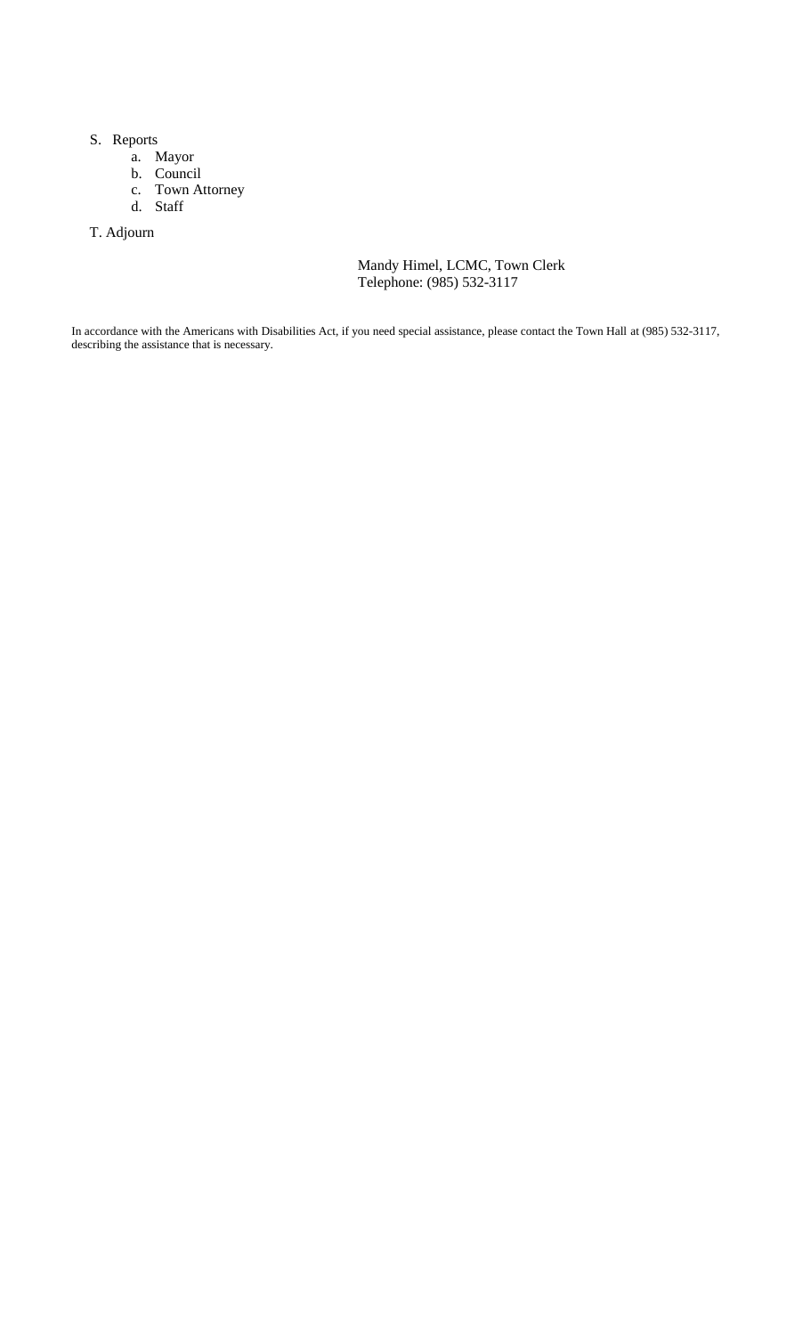S. Reports
   a. Mayor
   b. Council
   c. Town Attorney
   d. Staff

T. Adjourn

Mandy Himel, LCMC, Town Clerk
Telephone: (985) 532-3117

In accordance with the Americans with Disabilities Act, if you need special assistance, please contact the Town Hall at (985) 532-3117, describing the assistance that is necessary.